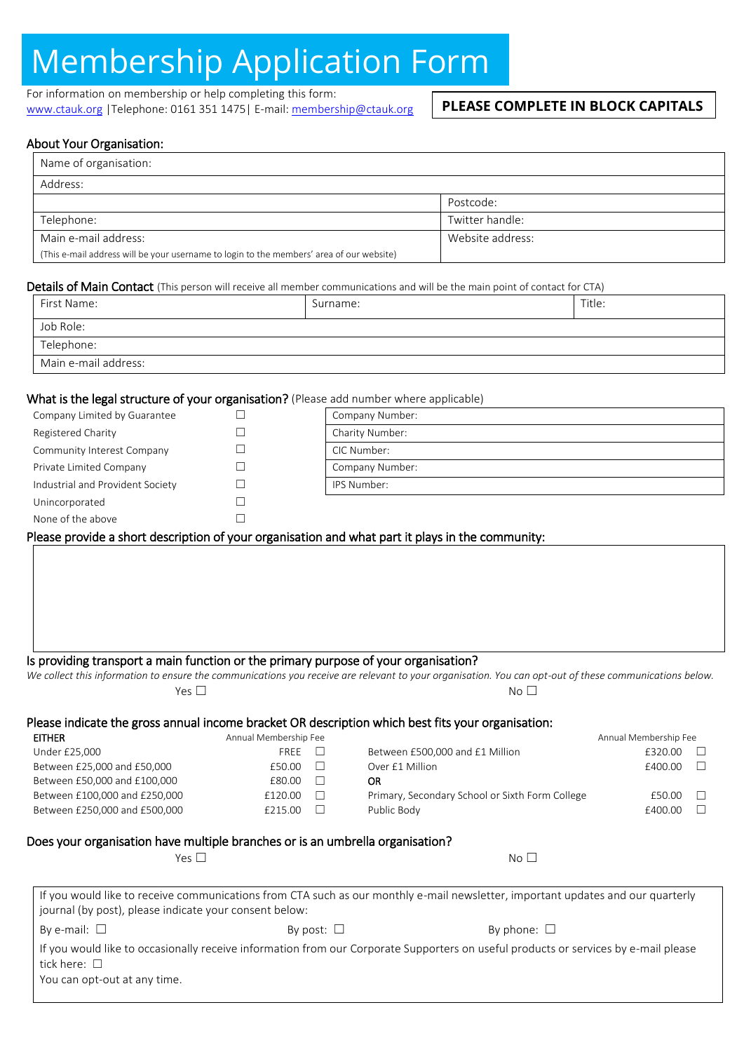# Membership Application Form

For information on membership or help completing this form:
www.ctauk.org |Telephone: 0161 351 1475| E-mail: membership@ctauk.org

**PLEASE COMPLETE IN BLOCK CAPITALS**

## About Your Organisation:

| Name of organisation: | |
|---|---|
| Address: | |
| | Postcode: |
| Telephone: | Twitter handle: |
| Main e-mail address:<br>(This e-mail address will be your username to login to the members' area of our website) | Website address: |

## Details of Main Contact (This person will receive all member communications and will be the main point of contact for CTA)

| First Name: | Surname: | Title: |
|---|---|---|
| Job Role: | | |
| Telephone: | | |
| Main e-mail address: | | |

## What is the legal structure of your organisation? (Please add number where applicable)

| | | |
|---|---|---|
| Company Limited by Guarantee | ☐ | Company Number: |
| Registered Charity | ☐ | Charity Number: |
| Community Interest Company | ☐ | CIC Number: |
| Private Limited Company | ☐ | Company Number: |
| Industrial and Provident Society | ☐ | IPS Number: |
| Unincorporated | ☐ | |
| None of the above | ☐ | |

## Please provide a short description of your organisation and what part it plays in the community:

## Is providing transport a main function or the primary purpose of your organisation?

*We collect this information to ensure the communications you receive are relevant to your organisation. You can opt-out of these communications below.*

Yes ☐ No ☐

## Please indicate the gross annual income bracket OR description which best fits your organisation:

| **EITHER** | Annual Membership Fee | | | Annual Membership Fee | |
|---|---|---|---|---|---|
| Under £25,000 | FREE | ☐ | Between £500,000 and £1 Million | £320.00 | ☐ |
| Between £25,000 and £50,000 | £50.00 | ☐ | Over £1 Million | £400.00 | ☐ |
| Between £50,000 and £100,000 | £80.00 | ☐ | **OR** | | |
| Between £100,000 and £250,000 | £120.00 | ☐ | Primary, Secondary School or Sixth Form College | £50.00 | ☐ |
| Between £250,000 and £500,000 | £215.00 | ☐ | Public Body | £400.00 | ☐ |

## Does your organisation have multiple branches or is an umbrella organisation?

Yes ☐ No ☐

If you would like to receive communications from CTA such as our monthly e-mail newsletter, important updates and our quarterly journal (by post), please indicate your consent below:

By e-mail: ☐ By post: ☐ By phone: ☐

If you would like to occasionally receive information from our Corporate Supporters on useful products or services by e-mail please tick here: ☐

You can opt-out at any time.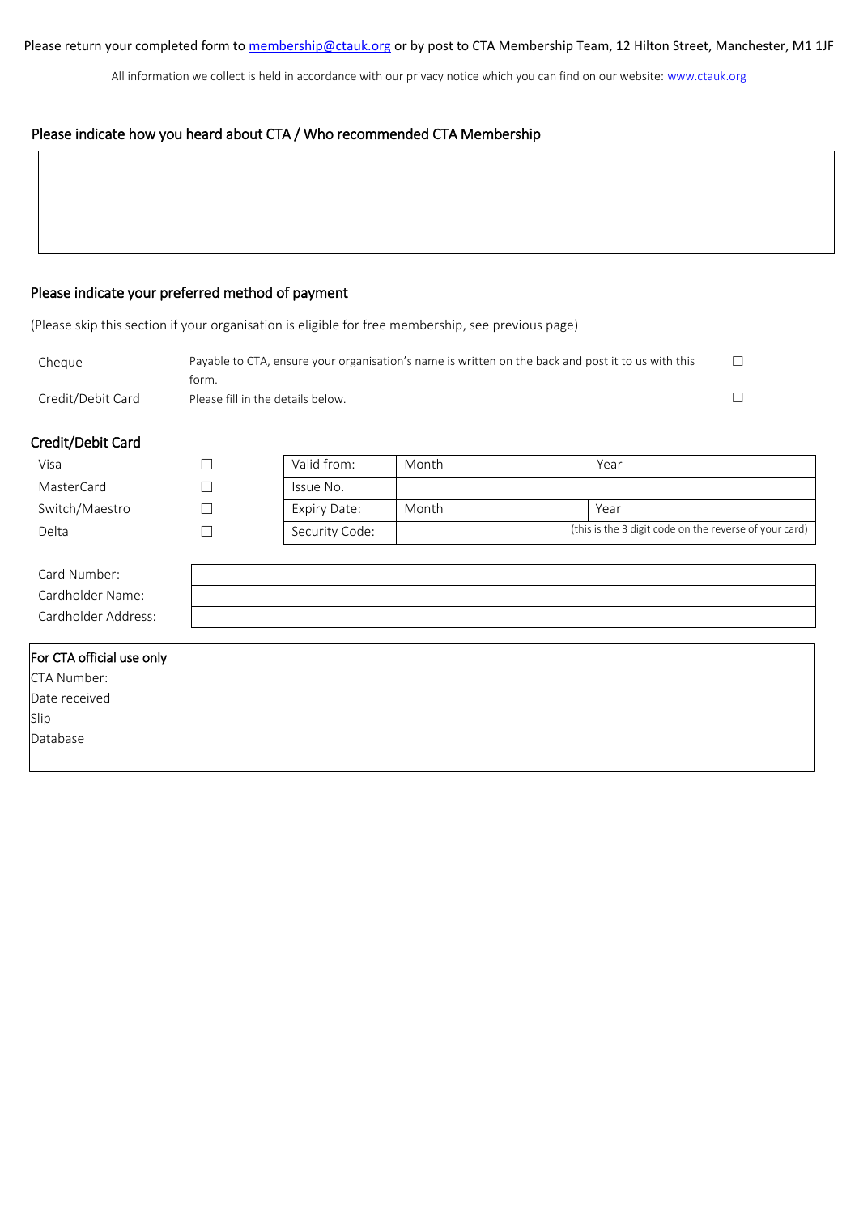Please return your completed form to membership@ctauk.org or by post to CTA Membership Team, 12 Hilton Street, Manchester, M1 1JF

All information we collect is held in accordance with our privacy notice which you can find on our website: www.ctauk.org

## Please indicate how you heard about CTA / Who recommended CTA Membership

| |
|---|
| |

## Please indicate your preferred method of payment

(Please skip this section if your organisation is eligible for free membership, see previous page)

| | | |
|---|---|---|
| Cheque | Payable to CTA, ensure your organisation's name is written on the back and post it to us with this form. | ☐ |
| Credit/Debit Card | Please fill in the details below. | ☐ |

## Credit/Debit Card

| | | | | |
|---|---|---|---|---|
| Visa | ☐ | Valid from: | Month | Year |
| MasterCard | ☐ | Issue No. | | |
| Switch/Maestro | ☐ | Expiry Date: | Month | Year |
| Delta | ☐ | Security Code: | (this is the 3 digit code on the reverse of your card) | |

| | |
|---|---|
| Card Number: | |
| Cardholder Name: | |
| Cardholder Address: | |

**For CTA official use only**

CTA Number:

Date received

Slip

Database